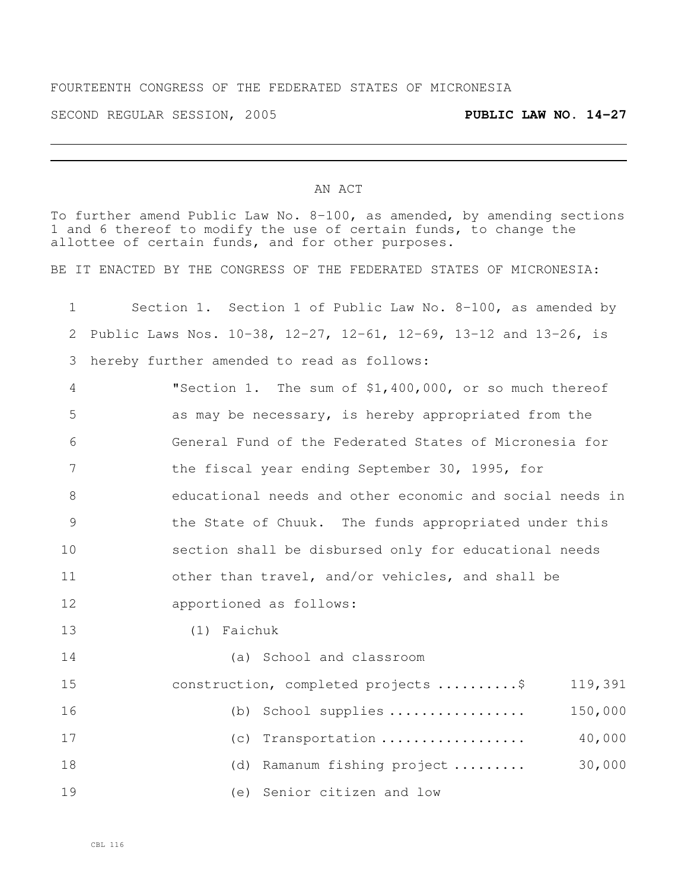FOURTEENTH CONGRESS OF THE FEDERATED STATES OF MICRONESIA

SECOND REGULAR SESSION, 2005 **PUBLIC LAW NO. 14-27**

AN ACT

To further amend Public Law No. 8-100, as amended, by amending sections 1 and 6 thereof to modify the use of certain funds, to change the allottee of certain funds, and for other purposes.

BE IT ENACTED BY THE CONGRESS OF THE FEDERATED STATES OF MICRONESIA:

1 Section 1. Section 1 of Public Law No. 8-100, as amended by
2 Public Laws Nos. 10-38, 12-27, 12-61, 12-69, 13-12 and 13-26, is
3 hereby further amended to read as follows:

4 "Section 1. The sum of $1,400,000, or so much thereof
5 as may be necessary, is hereby appropriated from the
6 General Fund of the Federated States of Micronesia for
7 the fiscal year ending September 30, 1995, for
8 educational needs and other economic and social needs in
9 the State of Chuuk. The funds appropriated under this
10 section shall be disbursed only for educational needs
11 other than travel, and/or vehicles, and shall be
12 apportioned as follows:

13 (1) Faichuk

14 (a) School and classroom
15 construction, completed projects ..........$ 119,391

16 (b) School supplies ................. 150,000

17 (c) Transportation .................. 40,000

18 (d) Ramanum fishing project ......... 30,000

19 (e) Senior citizen and low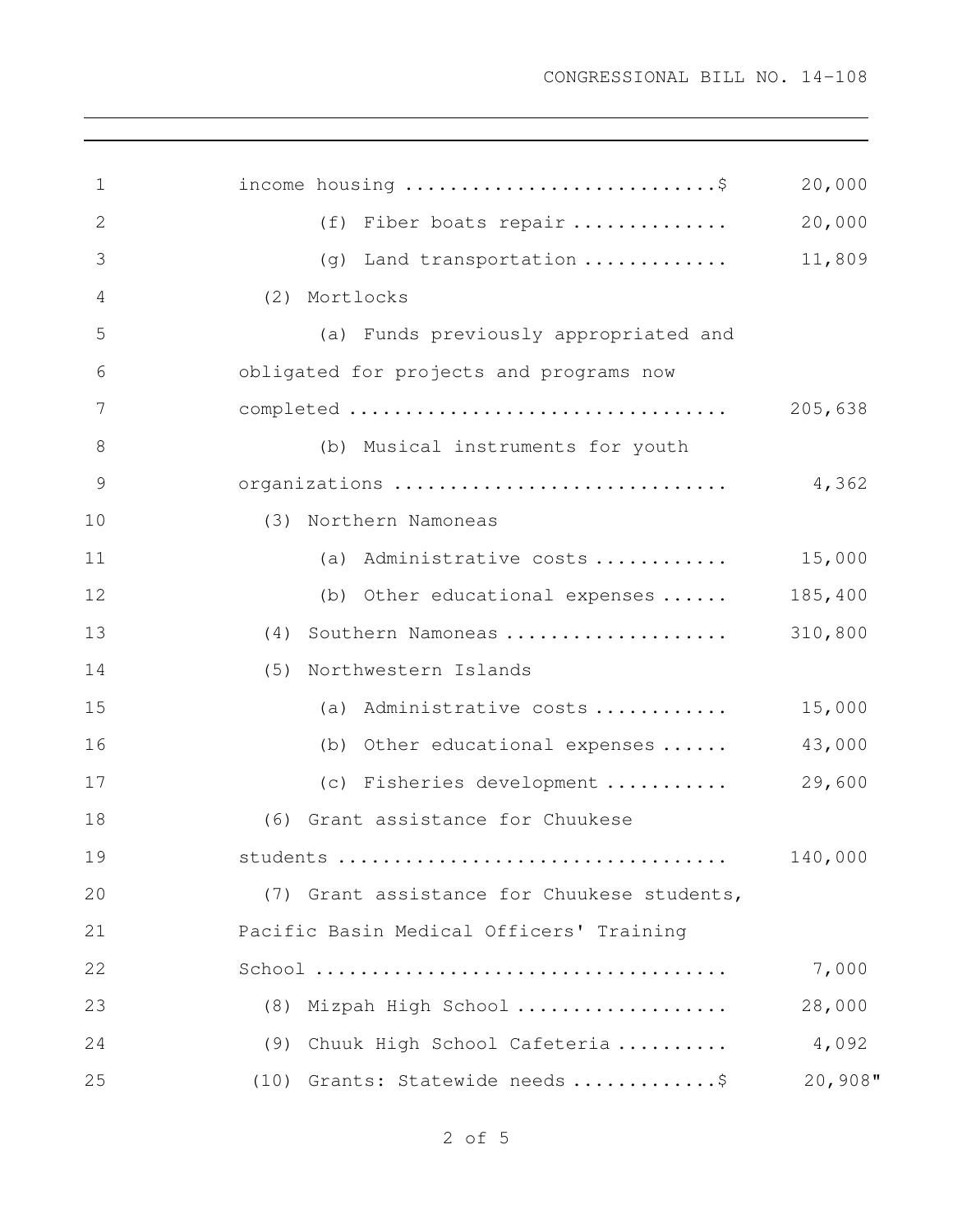income housing ............................$ 20,000

(f) Fiber boats repair .............. 20,000

(g) Land transportation ............. 11,809

(2) Mortlocks

(a) Funds previously appropriated and obligated for projects and programs now completed .................................. 205,638

(b) Musical instruments for youth organizations .............................. 4,362

(3) Northern Namoneas

(a) Administrative costs ............ 15,000

(b) Other educational expenses ...... 185,400

(4) Southern Namoneas .................... 310,800

(5) Northwestern Islands

(a) Administrative costs ............ 15,000

(b) Other educational expenses ...... 43,000

(c) Fisheries development ........... 29,600

(6) Grant assistance for Chuukese students .................................. 140,000

(7) Grant assistance for Chuukese students, Pacific Basin Medical Officers' Training School .................................... 7,000

(8) Mizpah High School ................... 28,000

(9) Chuuk High School Cafeteria .......... 4,092

(10) Grants: Statewide needs ............$ 20,908"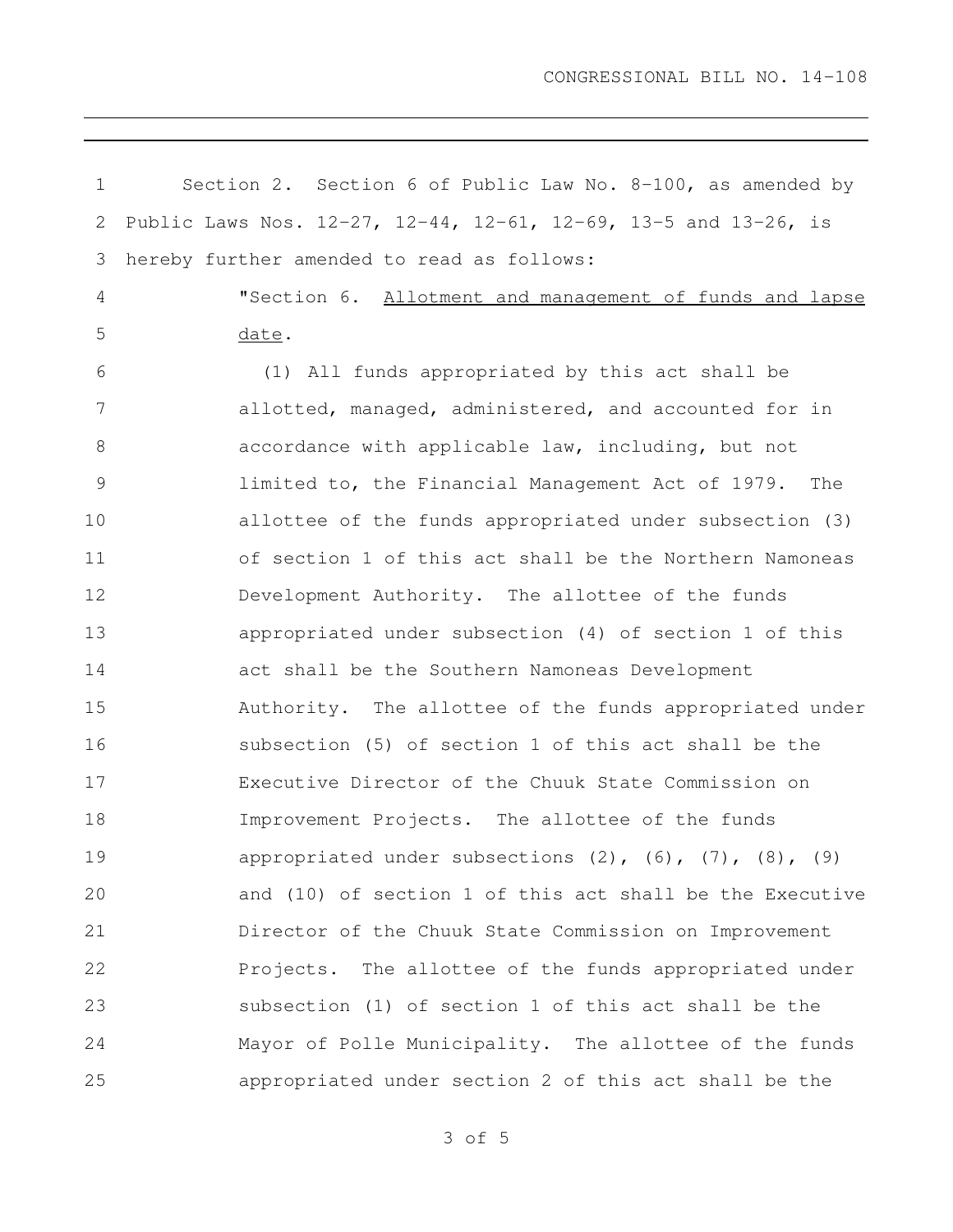Section 2. Section 6 of Public Law No. 8-100, as amended by Public Laws Nos. 12-27, 12-44, 12-61, 12-69, 13-5 and 13-26, is hereby further amended to read as follows:

"Section 6. Allotment and management of funds and lapse date.

(1) All funds appropriated by this act shall be allotted, managed, administered, and accounted for in accordance with applicable law, including, but not limited to, the Financial Management Act of 1979. The allottee of the funds appropriated under subsection (3) of section 1 of this act shall be the Northern Namoneas Development Authority. The allottee of the funds appropriated under subsection (4) of section 1 of this act shall be the Southern Namoneas Development Authority. The allottee of the funds appropriated under subsection (5) of section 1 of this act shall be the Executive Director of the Chuuk State Commission on Improvement Projects. The allottee of the funds appropriated under subsections (2), (6), (7), (8), (9) and (10) of section 1 of this act shall be the Executive Director of the Chuuk State Commission on Improvement Projects. The allottee of the funds appropriated under subsection (1) of section 1 of this act shall be the Mayor of Polle Municipality. The allottee of the funds appropriated under section 2 of this act shall be the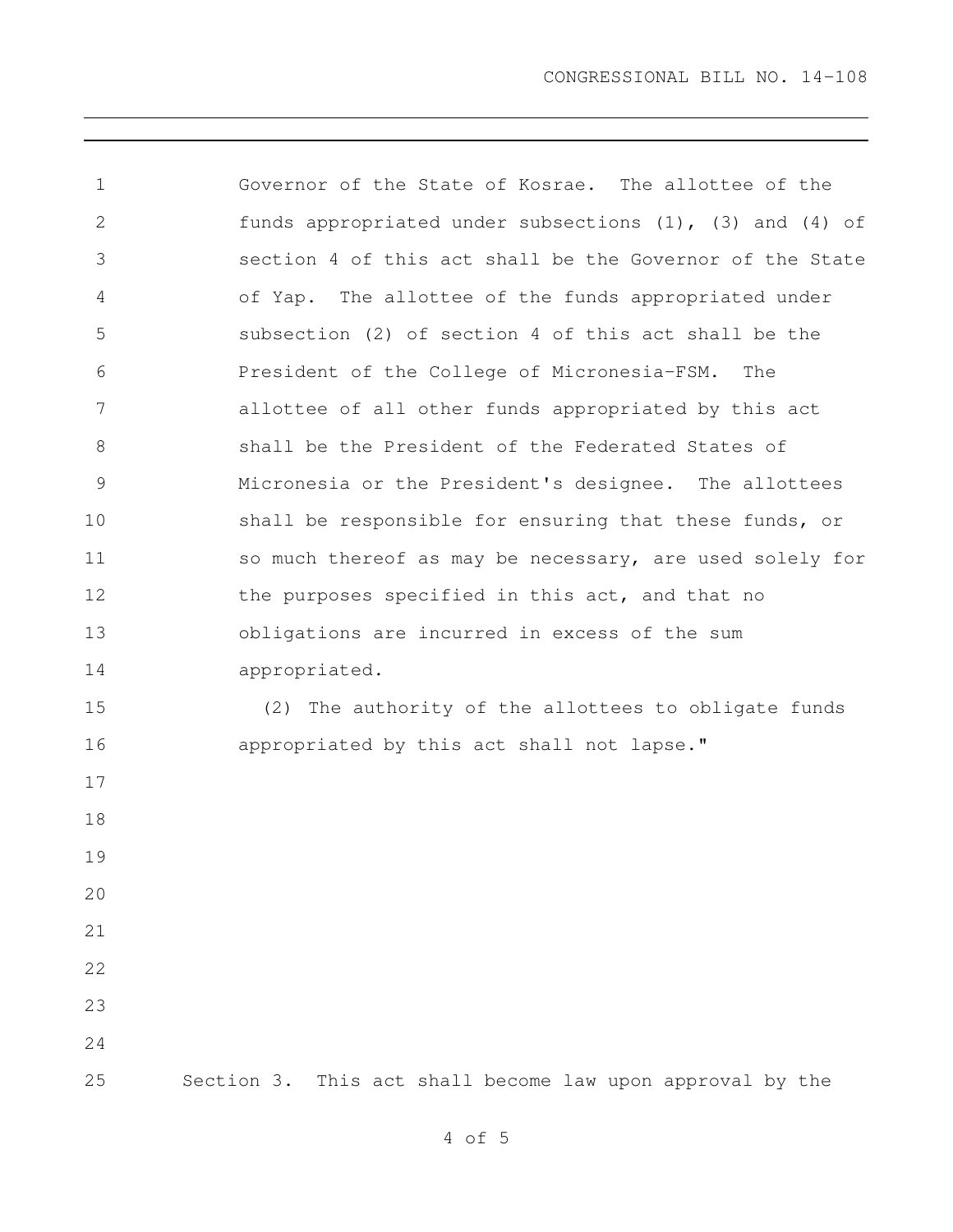Governor of the State of Kosrae. The allottee of the funds appropriated under subsections (1), (3) and (4) of section 4 of this act shall be the Governor of the State of Yap. The allottee of the funds appropriated under subsection (2) of section 4 of this act shall be the President of the College of Micronesia-FSM. The allottee of all other funds appropriated by this act shall be the President of the Federated States of Micronesia or the President's designee. The allottees shall be responsible for ensuring that these funds, or so much thereof as may be necessary, are used solely for the purposes specified in this act, and that no obligations are incurred in excess of the sum appropriated.

(2) The authority of the allottees to obligate funds appropriated by this act shall not lapse."

Section 3. This act shall become law upon approval by the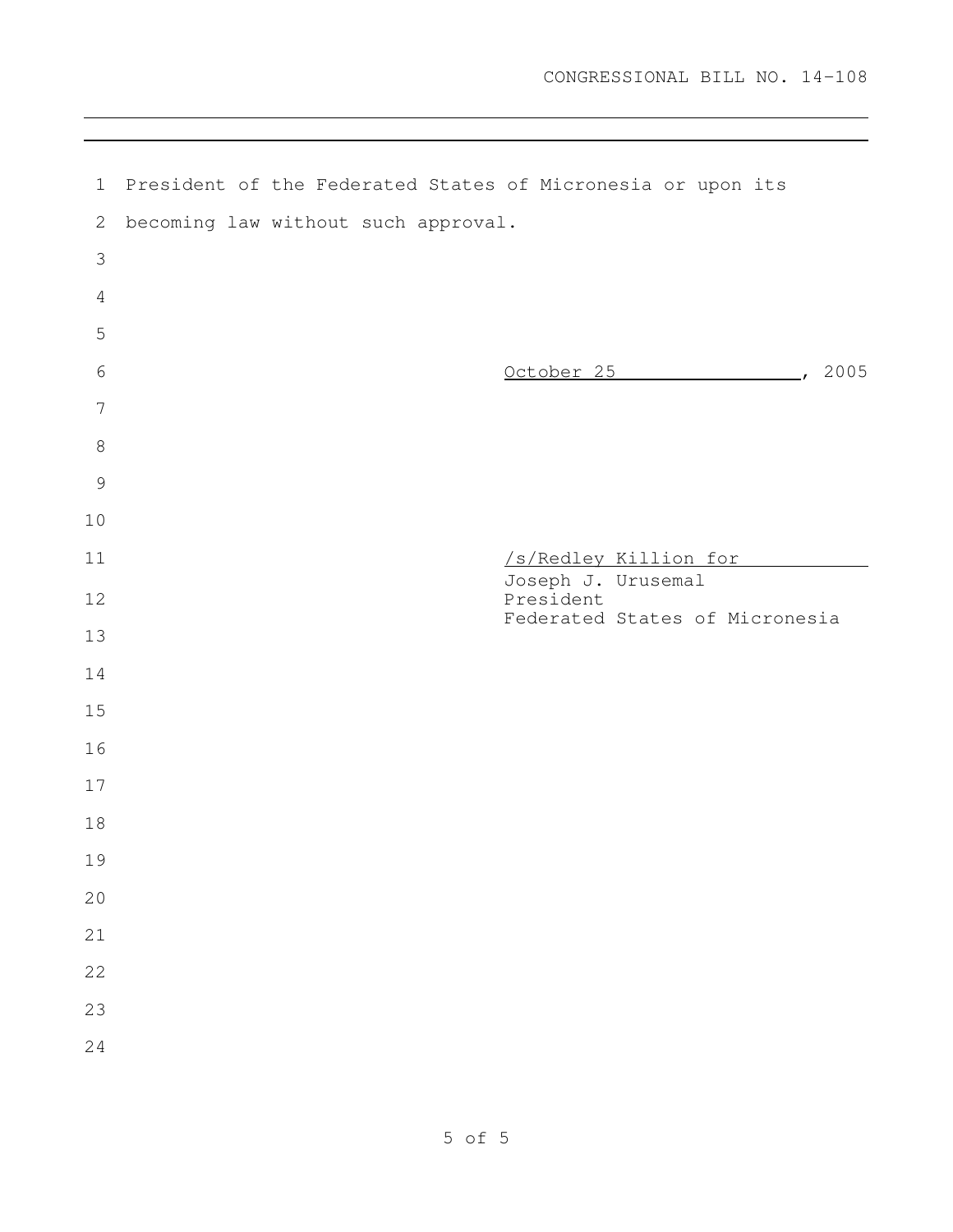President of the Federated States of Micronesia or upon its becoming law without such approval.

October 25, 2005

/s/Redley Killion for
Joseph J. Urusemal
President
Federated States of Micronesia